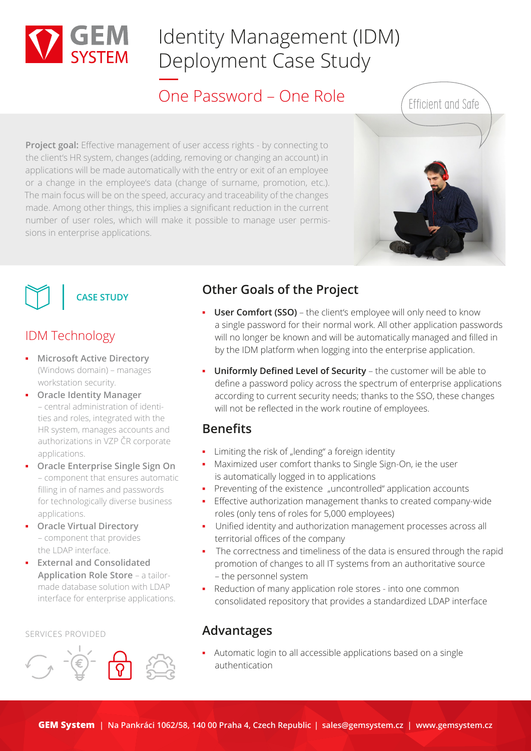# Identity Management (IDM) Deployment Case Study

## One Password – One Role

Efficient and Safe

**Project goal:** Effective management of user access rights - by connecting to the client's HR system, changes (adding, removing or changing an account) in applications will be made automatically with the entry or exit of an employee or a change in the employee's data (change of surname, promotion, etc.). The main focus will be on the speed, accuracy and traceability of the changes made. Among other things, this implies a significant reduction in the current number of user roles, which will make it possible to manage user permissions in enterprise applications.

CASE STUDY

## IDM Technology

- **Microsoft Active Directory** (Windows domain) – manages workstation security.
- **Oracle Identity Manager** – central administration of identities and roles, integrated with the HR system, manages accounts and authorizations in VZP ČR corporate applications.
- **Oracle Enterprise Single Sign On** – component that ensures automatic filling in of names and passwords for technologically diverse business applications.
- **Oracle Virtual Directory** – component that provides the LDAP interface.
- **External and Consolidated Application Role Store** – a tailor-made database solution with LDAP interface for enterprise applications.

SERVICES PROVIDED

## Other Goals of the Project

- **User Comfort (SSO)** – the client's employee will only need to know a single password for their normal work. All other application passwords will no longer be known and will be automatically managed and filled in by the IDM platform when logging into the enterprise application.
- **Uniformly Defined Level of Security** – the customer will be able to define a password policy across the spectrum of enterprise applications according to current security needs; thanks to the SSO, these changes will not be reflected in the work routine of employees.

## Benefits

- Limiting the risk of „lending" a foreign identity
- Maximized user comfort thanks to Single Sign-On, ie the user is automatically logged in to applications
- Preventing of the existence „uncontrolled" application accounts
- Effective authorization management thanks to created company-wide roles (only tens of roles for 5,000 employees)
- Unified identity and authorization management processes across all territorial offices of the company
- The correctness and timeliness of the data is ensured through the rapid promotion of changes to all IT systems from an authoritative source – the personnel system
- Reduction of many application role stores - into one common consolidated repository that provides a standardized LDAP interface

## Advantages

- Automatic login to all accessible applications based on a single authentication

**GEM System** | Na Pankráci 1062/58, 140 00 Praha 4, Czech Republic | sales@gemsystem.cz | www.gemsystem.cz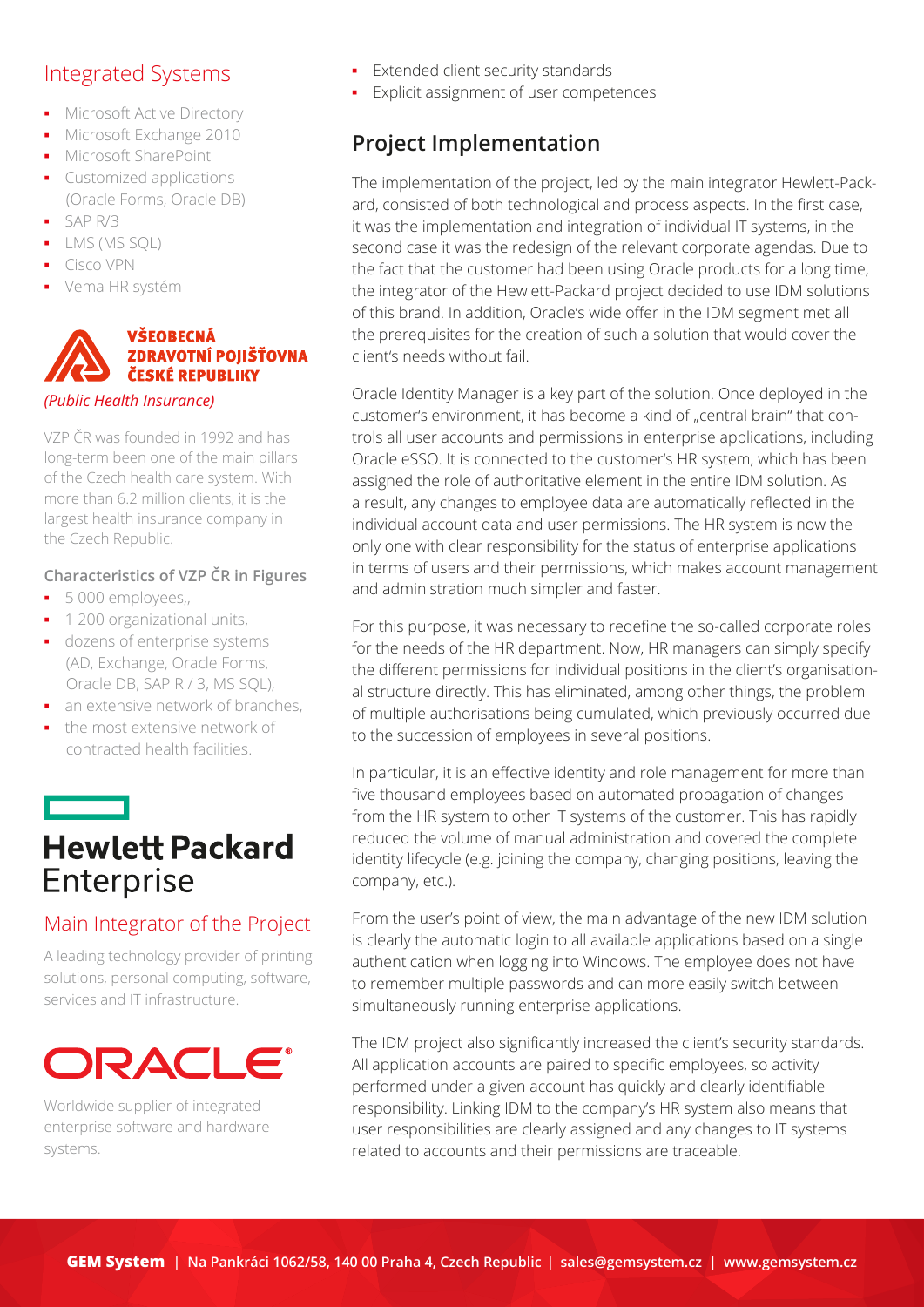## Integrated Systems

- Microsoft Active Directory
- Microsoft Exchange 2010
- Microsoft SharePoint
- Customized applications (Oracle Forms, Oracle DB)
- SAP R/3
- LMS (MS SQL)
- Cisco VPN
- Vema HR systém

**VŠEOBECNÁ ZDRAVOTNÍ POJIŠŤOVNA ČESKÉ REPUBLIKY**

*(Public Health Insurance)*

VZP ČR was founded in 1992 and has long-term been one of the main pillars of the Czech health care system. With more than 6.2 million clients, it is the largest health insurance company in the Czech Republic.

**Characteristics of VZP ČR in Figures**

- 5 000 employees,,
- 1 200 organizational units,
- dozens of enterprise systems (AD, Exchange, Oracle Forms, Oracle DB, SAP R / 3, MS SQL),
- an extensive network of branches,
- the most extensive network of contracted health facilities.

**Hewlett Packard Enterprise**

## Main Integrator of the Project

A leading technology provider of printing solutions, personal computing, software, services and IT infrastructure.

**ORACLE**

Worldwide supplier of integrated enterprise software and hardware systems.

- Extended client security standards
- Explicit assignment of user competences

## Project Implementation

The implementation of the project, led by the main integrator Hewlett-Packard, consisted of both technological and process aspects. In the first case, it was the implementation and integration of individual IT systems, in the second case it was the redesign of the relevant corporate agendas. Due to the fact that the customer had been using Oracle products for a long time, the integrator of the Hewlett-Packard project decided to use IDM solutions of this brand. In addition, Oracle's wide offer in the IDM segment met all the prerequisites for the creation of such a solution that would cover the client's needs without fail.

Oracle Identity Manager is a key part of the solution. Once deployed in the customer's environment, it has become a kind of „central brain" that controls all user accounts and permissions in enterprise applications, including Oracle eSSO. It is connected to the customer's HR system, which has been assigned the role of authoritative element in the entire IDM solution. As a result, any changes to employee data are automatically reflected in the individual account data and user permissions. The HR system is now the only one with clear responsibility for the status of enterprise applications in terms of users and their permissions, which makes account management and administration much simpler and faster.

For this purpose, it was necessary to redefine the so-called corporate roles for the needs of the HR department. Now, HR managers can simply specify the different permissions for individual positions in the client's organisational structure directly. This has eliminated, among other things, the problem of multiple authorisations being cumulated, which previously occurred due to the succession of employees in several positions.

In particular, it is an effective identity and role management for more than five thousand employees based on automated propagation of changes from the HR system to other IT systems of the customer. This has rapidly reduced the volume of manual administration and covered the complete identity lifecycle (e.g. joining the company, changing positions, leaving the company, etc.).

From the user's point of view, the main advantage of the new IDM solution is clearly the automatic login to all available applications based on a single authentication when logging into Windows. The employee does not have to remember multiple passwords and can more easily switch between simultaneously running enterprise applications.

The IDM project also significantly increased the client's security standards. All application accounts are paired to specific employees, so activity performed under a given account has quickly and clearly identifiable responsibility. Linking IDM to the company's HR system also means that user responsibilities are clearly assigned and any changes to IT systems related to accounts and their permissions are traceable.

**GEM System** | Na Pankráci 1062/58, 140 00 Praha 4, Czech Republic | sales@gemsystem.cz | www.gemsystem.cz